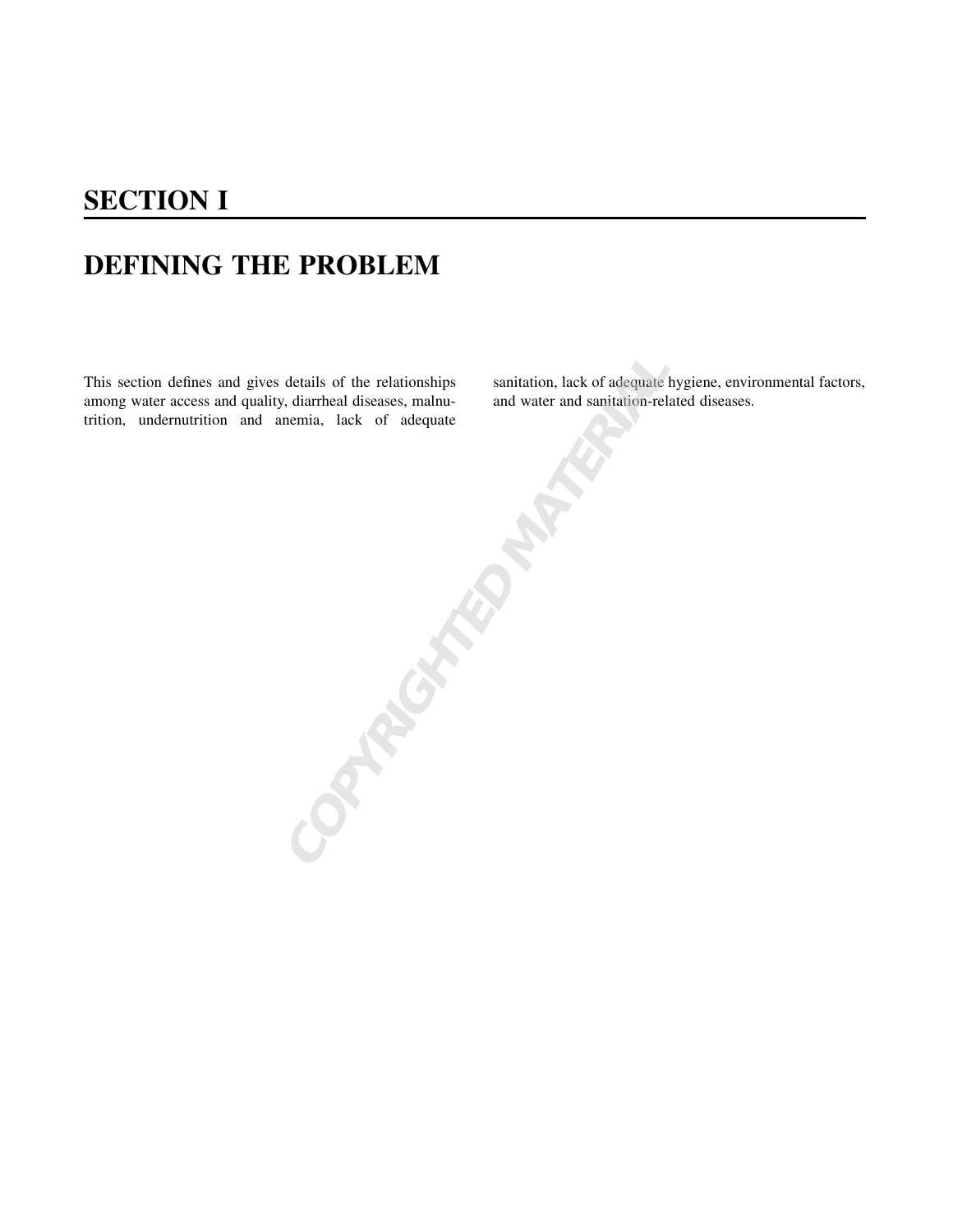# SECTION I

# DEFINING THE PROBLEM

This section defines and gives details of the relationships among water access and quality, diarrheal diseases, malnutrition, undernutrition and anemia, lack of adequate sanitation, lack of adequate hygiene, environmental factors, and water and sanitation-related diseases.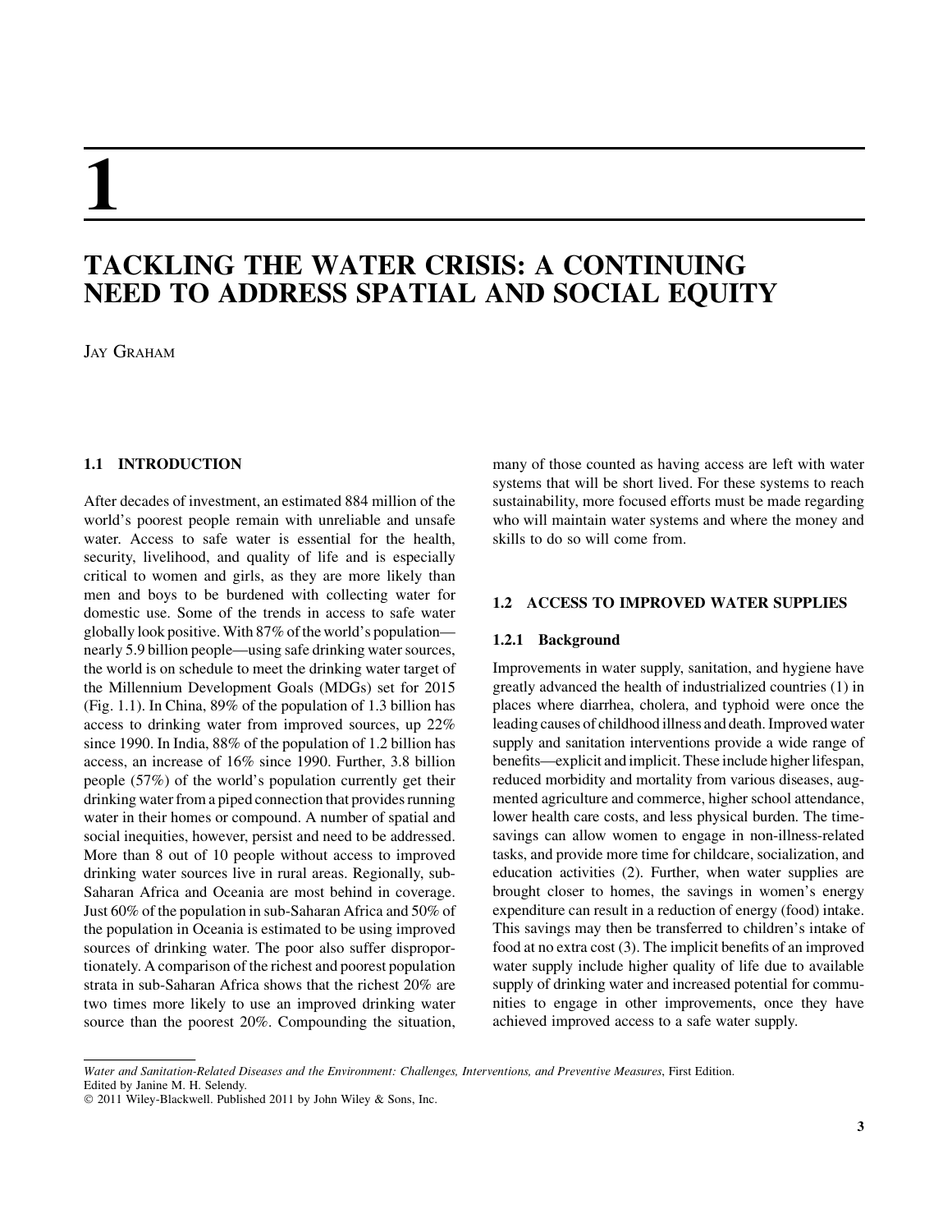# 1

# TACKLING THE WATER CRISIS: A CONTINUING NEED TO ADDRESS SPATIAL AND SOCIAL EQUITY

Jay Graham

## 1.1 INTRODUCTION

After decades of investment, an estimated 884 million of the world's poorest people remain with unreliable and unsafe water. Access to safe water is essential for the health, security, livelihood, and quality of life and is especially critical to women and girls, as they are more likely than men and boys to be burdened with collecting water for domestic use. Some of the trends in access to safe water globally look positive. With 87% of the world's population—nearly 5.9 billion people—using safe drinking water sources, the world is on schedule to meet the drinking water target of the Millennium Development Goals (MDGs) set for 2015 (Fig. 1.1). In China, 89% of the population of 1.3 billion has access to drinking water from improved sources, up 22% since 1990. In India, 88% of the population of 1.2 billion has access, an increase of 16% since 1990. Further, 3.8 billion people (57%) of the world's population currently get their drinking water from a piped connection that provides running water in their homes or compound. A number of spatial and social inequities, however, persist and need to be addressed. More than 8 out of 10 people without access to improved drinking water sources live in rural areas. Regionally, sub-Saharan Africa and Oceania are most behind in coverage. Just 60% of the population in sub-Saharan Africa and 50% of the population in Oceania is estimated to be using improved sources of drinking water. The poor also suffer disproportionately. A comparison of the richest and poorest population strata in sub-Saharan Africa shows that the richest 20% are two times more likely to use an improved drinking water source than the poorest 20%. Compounding the situation, many of those counted as having access are left with water systems that will be short lived. For these systems to reach sustainability, more focused efforts must be made regarding who will maintain water systems and where the money and skills to do so will come from.

## 1.2 ACCESS TO IMPROVED WATER SUPPLIES

### 1.2.1 Background

Improvements in water supply, sanitation, and hygiene have greatly advanced the health of industrialized countries (1) in places where diarrhea, cholera, and typhoid were once the leading causes of childhood illness and death. Improved water supply and sanitation interventions provide a wide range of benefits—explicit and implicit. These include higher lifespan, reduced morbidity and mortality from various diseases, augmented agriculture and commerce, higher school attendance, lower health care costs, and less physical burden. The time-savings can allow women to engage in non-illness-related tasks, and provide more time for childcare, socialization, and education activities (2). Further, when water supplies are brought closer to homes, the savings in women's energy expenditure can result in a reduction of energy (food) intake. This savings may then be transferred to children's intake of food at no extra cost (3). The implicit benefits of an improved water supply include higher quality of life due to available supply of drinking water and increased potential for communities to engage in other improvements, once they have achieved improved access to a safe water supply.

*Water and Sanitation-Related Diseases and the Environment: Challenges, Interventions, and Preventive Measures*, First Edition. Edited by Janine M. H. Selendy.
© 2011 Wiley-Blackwell. Published 2011 by John Wiley & Sons, Inc.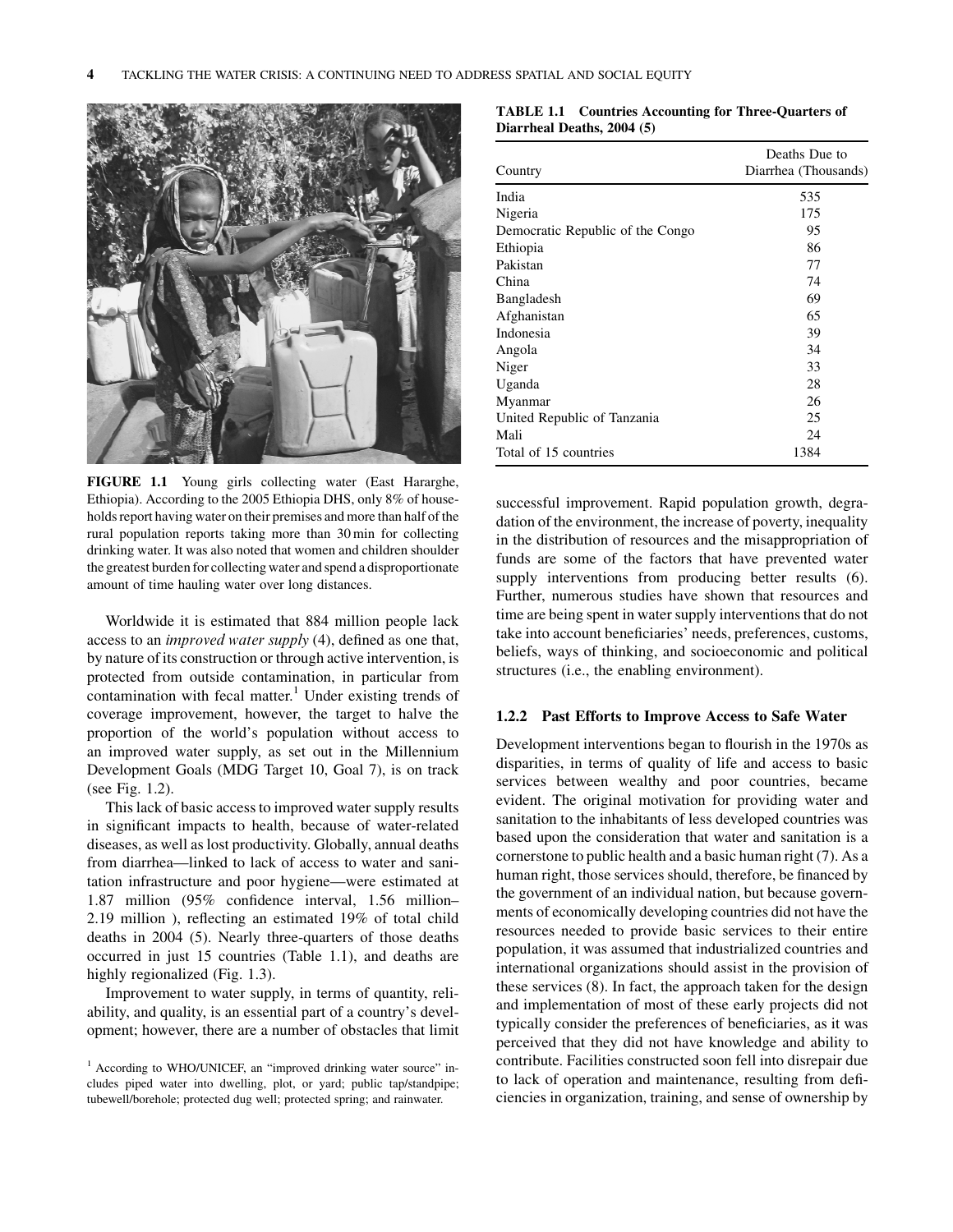FIGURE 1.1 Young girls collecting water (East Hararghe, Ethiopia). According to the 2005 Ethiopia DHS, only 8% of households report having water on their premises and more than half of the rural population reports taking more than 30 min for collecting drinking water. It was also noted that women and children shoulder the greatest burden for collecting water and spend a disproportionate amount of time hauling water over long distances.

Worldwide it is estimated that 884 million people lack access to an *improved water supply* (4), defined as one that, by nature of its construction or through active intervention, is protected from outside contamination, in particular from contamination with fecal matter.[1] Under existing trends of coverage improvement, however, the target to halve the proportion of the world's population without access to an improved water supply, as set out in the Millennium Development Goals (MDG Target 10, Goal 7), is on track (see Fig. 1.2).

This lack of basic access to improved water supply results in significant impacts to health, because of water-related diseases, as well as lost productivity. Globally, annual deaths from diarrhea—linked to lack of access to water and sanitation infrastructure and poor hygiene—were estimated at 1.87 million (95% confidence interval, 1.56 million–2.19 million ), reflecting an estimated 19% of total child deaths in 2004 (5). Nearly three-quarters of those deaths occurred in just 15 countries (Table 1.1), and deaths are highly regionalized (Fig. 1.3).

Improvement to water supply, in terms of quantity, reliability, and quality, is an essential part of a country's development; however, there are a number of obstacles that limit successful improvement. Rapid population growth, degradation of the environment, the increase of poverty, inequality in the distribution of resources and the misappropriation of funds are some of the factors that have prevented water supply interventions from producing better results (6). Further, numerous studies have shown that resources and time are being spent in water supply interventions that do not take into account beneficiaries' needs, preferences, customs, beliefs, ways of thinking, and socioeconomic and political structures (i.e., the enabling environment).

[1] According to WHO/UNICEF, an "improved drinking water source" includes piped water into dwelling, plot, or yard; public tap/standpipe; tubewell/borehole; protected dug well; protected spring; and rainwater.

**TABLE 1.1 Countries Accounting for Three-Quarters of Diarrheal Deaths, 2004 (5)**

| Country | Deaths Due to Diarrhea (Thousands) |
|---|---|
| India | 535 |
| Nigeria | 175 |
| Democratic Republic of the Congo | 95 |
| Ethiopia | 86 |
| Pakistan | 77 |
| China | 74 |
| Bangladesh | 69 |
| Afghanistan | 65 |
| Indonesia | 39 |
| Angola | 34 |
| Niger | 33 |
| Uganda | 28 |
| Myanmar | 26 |
| United Republic of Tanzania | 25 |
| Mali | 24 |
| Total of 15 countries | 1384 |

### 1.2.2 Past Efforts to Improve Access to Safe Water

Development interventions began to flourish in the 1970s as disparities, in terms of quality of life and access to basic services between wealthy and poor countries, became evident. The original motivation for providing water and sanitation to the inhabitants of less developed countries was based upon the consideration that water and sanitation is a cornerstone to public health and a basic human right (7). As a human right, those services should, therefore, be financed by the government of an individual nation, but because governments of economically developing countries did not have the resources needed to provide basic services to their entire population, it was assumed that industrialized countries and international organizations should assist in the provision of these services (8). In fact, the approach taken for the design and implementation of most of these early projects did not typically consider the preferences of beneficiaries, as it was perceived that they did not have knowledge and ability to contribute. Facilities constructed soon fell into disrepair due to lack of operation and maintenance, resulting from deficiencies in organization, training, and sense of ownership by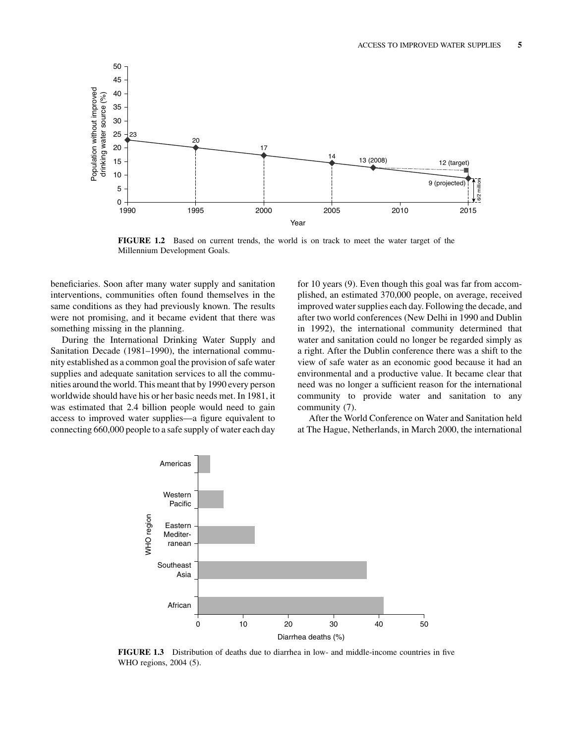FIGURE 1.2 Based on current trends, the world is on track to meet the water target of the Millennium Development Goals.

beneficiaries. Soon after many water supply and sanitation interventions, communities often found themselves in the same conditions as they had previously known. The results were not promising, and it became evident that there was something missing in the planning.

During the International Drinking Water Supply and Sanitation Decade (1981–1990), the international community established as a common goal the provision of safe water supplies and adequate sanitation services to all the communities around the world. This meant that by 1990 every person worldwide should have his or her basic needs met. In 1981, it was estimated that 2.4 billion people would need to gain access to improved water supplies—a figure equivalent to connecting 660,000 people to a safe supply of water each day for 10 years (9). Even though this goal was far from accomplished, an estimated 370,000 people, on average, received improved water supplies each day. Following the decade, and after two world conferences (New Delhi in 1990 and Dublin in 1992), the international community determined that water and sanitation could no longer be regarded simply as a right. After the Dublin conference there was a shift to the view of safe water as an economic good because it had an environmental and a productive value. It became clear that need was no longer a sufficient reason for the international community to provide water and sanitation to any community (7).

After the World Conference on Water and Sanitation held at The Hague, Netherlands, in March 2000, the international

FIGURE 1.3 Distribution of deaths due to diarrhea in low- and middle-income countries in five WHO regions, 2004 (5).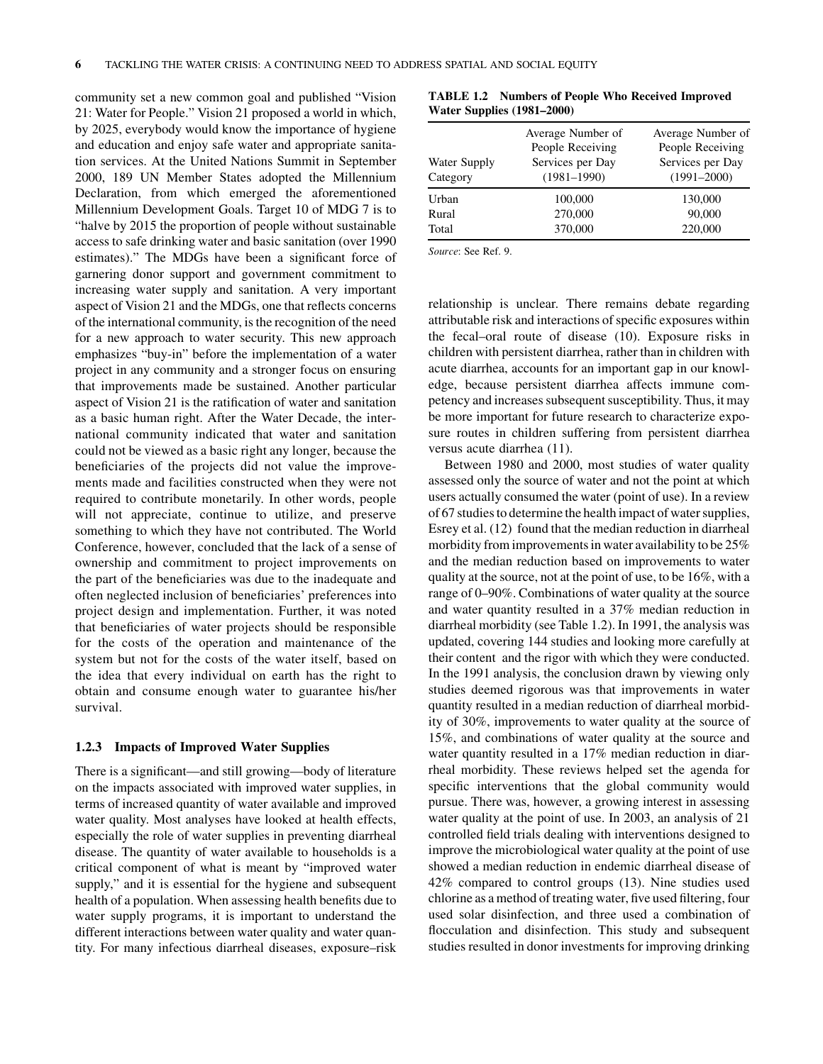community set a new common goal and published "Vision 21: Water for People." Vision 21 proposed a world in which, by 2025, everybody would know the importance of hygiene and education and enjoy safe water and appropriate sanitation services. At the United Nations Summit in September 2000, 189 UN Member States adopted the Millennium Declaration, from which emerged the aforementioned Millennium Development Goals. Target 10 of MDG 7 is to "halve by 2015 the proportion of people without sustainable access to safe drinking water and basic sanitation (over 1990 estimates)." The MDGs have been a significant force of garnering donor support and government commitment to increasing water supply and sanitation. A very important aspect of Vision 21 and the MDGs, one that reflects concerns of the international community, is the recognition of the need for a new approach to water security. This new approach emphasizes "buy-in" before the implementation of a water project in any community and a stronger focus on ensuring that improvements made be sustained. Another particular aspect of Vision 21 is the ratification of water and sanitation as a basic human right. After the Water Decade, the international community indicated that water and sanitation could not be viewed as a basic right any longer, because the beneficiaries of the projects did not value the improvements made and facilities constructed when they were not required to contribute monetarily. In other words, people will not appreciate, continue to utilize, and preserve something to which they have not contributed. The World Conference, however, concluded that the lack of a sense of ownership and commitment to project improvements on the part of the beneficiaries was due to the inadequate and often neglected inclusion of beneficiaries' preferences into project design and implementation. Further, it was noted that beneficiaries of water projects should be responsible for the costs of the operation and maintenance of the system but not for the costs of the water itself, based on the idea that every individual on earth has the right to obtain and consume enough water to guarantee his/her survival.

### 1.2.3 Impacts of Improved Water Supplies

There is a significant—and still growing—body of literature on the impacts associated with improved water supplies, in terms of increased quantity of water available and improved water quality. Most analyses have looked at health effects, especially the role of water supplies in preventing diarrheal disease. The quantity of water available to households is a critical component of what is meant by "improved water supply," and it is essential for the hygiene and subsequent health of a population. When assessing health benefits due to water supply programs, it is important to understand the different interactions between water quality and water quantity. For many infectious diarrheal diseases, exposure–risk relationship is unclear. There remains debate regarding attributable risk and interactions of specific exposures within the fecal–oral route of disease (10). Exposure risks in children with persistent diarrhea, rather than in children with acute diarrhea, accounts for an important gap in our knowledge, because persistent diarrhea affects immune competency and increases subsequent susceptibility. Thus, it may be more important for future research to characterize exposure routes in children suffering from persistent diarrhea versus acute diarrhea (11).

**TABLE 1.2 Numbers of People Who Received Improved Water Supplies (1981–2000)**

| Water Supply Category | Average Number of People Receiving Services per Day (1981–1990) | Average Number of People Receiving Services per Day (1991–2000) |
|---|---|---|
| Urban | 100,000 | 130,000 |
| Rural | 270,000 | 90,000 |
| Total | 370,000 | 220,000 |

*Source*: See Ref. 9.

Between 1980 and 2000, most studies of water quality assessed only the source of water and not the point at which users actually consumed the water (point of use). In a review of 67 studies to determine the health impact of water supplies, Esrey et al. (12) found that the median reduction in diarrheal morbidity from improvements in water availability to be 25% and the median reduction based on improvements to water quality at the source, not at the point of use, to be 16%, with a range of 0–90%. Combinations of water quality at the source and water quantity resulted in a 37% median reduction in diarrheal morbidity (see Table 1.2). In 1991, the analysis was updated, covering 144 studies and looking more carefully at their content and the rigor with which they were conducted. In the 1991 analysis, the conclusion drawn by viewing only studies deemed rigorous was that improvements in water quantity resulted in a median reduction of diarrheal morbidity of 30%, improvements to water quality at the source of 15%, and combinations of water quality at the source and water quantity resulted in a 17% median reduction in diarrheal morbidity. These reviews helped set the agenda for specific interventions that the global community would pursue. There was, however, a growing interest in assessing water quality at the point of use. In 2003, an analysis of 21 controlled field trials dealing with interventions designed to improve the microbiological water quality at the point of use showed a median reduction in endemic diarrheal disease of 42% compared to control groups (13). Nine studies used chlorine as a method of treating water, five used filtering, four used solar disinfection, and three used a combination of flocculation and disinfection. This study and subsequent studies resulted in donor investments for improving drinking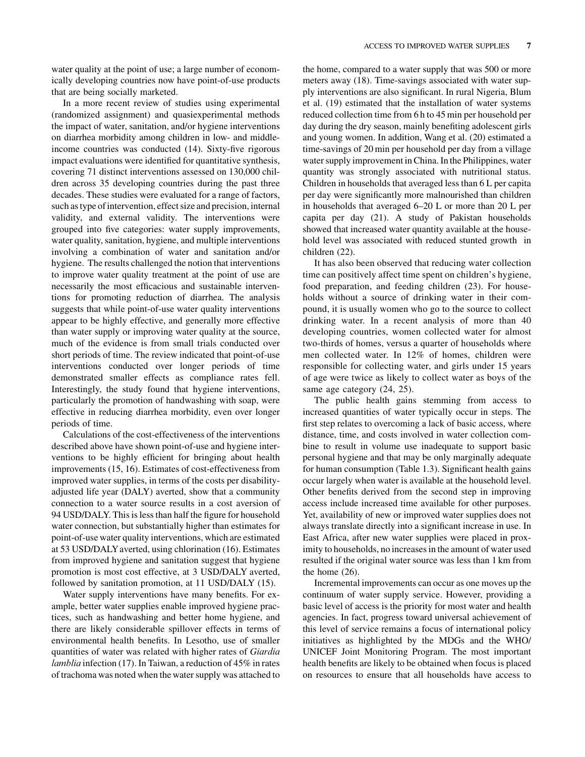water quality at the point of use; a large number of economically developing countries now have point-of-use products that are being socially marketed.

In a more recent review of studies using experimental (randomized assignment) and quasiexperimental methods the impact of water, sanitation, and/or hygiene interventions on diarrhea morbidity among children in low- and middle-income countries was conducted (14). Sixty-five rigorous impact evaluations were identified for quantitative synthesis, covering 71 distinct interventions assessed on 130,000 children across 35 developing countries during the past three decades. These studies were evaluated for a range of factors, such as type of intervention, effect size and precision, internal validity, and external validity. The interventions were grouped into five categories: water supply improvements, water quality, sanitation, hygiene, and multiple interventions involving a combination of water and sanitation and/or hygiene. The results challenged the notion that interventions to improve water quality treatment at the point of use are necessarily the most efficacious and sustainable interventions for promoting reduction of diarrhea. The analysis suggests that while point-of-use water quality interventions appear to be highly effective, and generally more effective than water supply or improving water quality at the source, much of the evidence is from small trials conducted over short periods of time. The review indicated that point-of-use interventions conducted over longer periods of time demonstrated smaller effects as compliance rates fell. Interestingly, the study found that hygiene interventions, particularly the promotion of handwashing with soap, were effective in reducing diarrhea morbidity, even over longer periods of time.

Calculations of the cost-effectiveness of the interventions described above have shown point-of-use and hygiene interventions to be highly efficient for bringing about health improvements (15, 16). Estimates of cost-effectiveness from improved water supplies, in terms of the costs per disability-adjusted life year (DALY) averted, show that a community connection to a water source results in a cost aversion of 94 USD/DALY. This is less than half the figure for household water connection, but substantially higher than estimates for point-of-use water quality interventions, which are estimated at 53 USD/DALY averted, using chlorination (16). Estimates from improved hygiene and sanitation suggest that hygiene promotion is most cost effective, at 3 USD/DALY averted, followed by sanitation promotion, at 11 USD/DALY (15).

Water supply interventions have many benefits. For example, better water supplies enable improved hygiene practices, such as handwashing and better home hygiene, and there are likely considerable spillover effects in terms of environmental health benefits. In Lesotho, use of smaller quantities of water was related with higher rates of *Giardia lamblia* infection (17). In Taiwan, a reduction of 45% in rates of trachoma was noted when the water supply was attached to the home, compared to a water supply that was 500 or more meters away (18). Time-savings associated with water supply interventions are also significant. In rural Nigeria, Blum et al. (19) estimated that the installation of water systems reduced collection time from 6 h to 45 min per household per day during the dry season, mainly benefiting adolescent girls and young women. In addition, Wang et al. (20) estimated a time-savings of 20 min per household per day from a village water supply improvement in China. In the Philippines, water quantity was strongly associated with nutritional status. Children in households that averaged less than 6 L per capita per day were significantly more malnourished than children in households that averaged 6–20 L or more than 20 L per capita per day (21). A study of Pakistan households showed that increased water quantity available at the household level was associated with reduced stunted growth in children (22).

It has also been observed that reducing water collection time can positively affect time spent on children's hygiene, food preparation, and feeding children (23). For households without a source of drinking water in their compound, it is usually women who go to the source to collect drinking water. In a recent analysis of more than 40 developing countries, women collected water for almost two-thirds of homes, versus a quarter of households where men collected water. In 12% of homes, children were responsible for collecting water, and girls under 15 years of age were twice as likely to collect water as boys of the same age category (24, 25).

The public health gains stemming from access to increased quantities of water typically occur in steps. The first step relates to overcoming a lack of basic access, where distance, time, and costs involved in water collection combine to result in volume use inadequate to support basic personal hygiene and that may be only marginally adequate for human consumption (Table 1.3). Significant health gains occur largely when water is available at the household level. Other benefits derived from the second step in improving access include increased time available for other purposes. Yet, availability of new or improved water supplies does not always translate directly into a significant increase in use. In East Africa, after new water supplies were placed in proximity to households, no increases in the amount of water used resulted if the original water source was less than 1 km from the home (26).

Incremental improvements can occur as one moves up the continuum of water supply service. However, providing a basic level of access is the priority for most water and health agencies. In fact, progress toward universal achievement of this level of service remains a focus of international policy initiatives as highlighted by the MDGs and the WHO/UNICEF Joint Monitoring Program. The most important health benefits are likely to be obtained when focus is placed on resources to ensure that all households have access to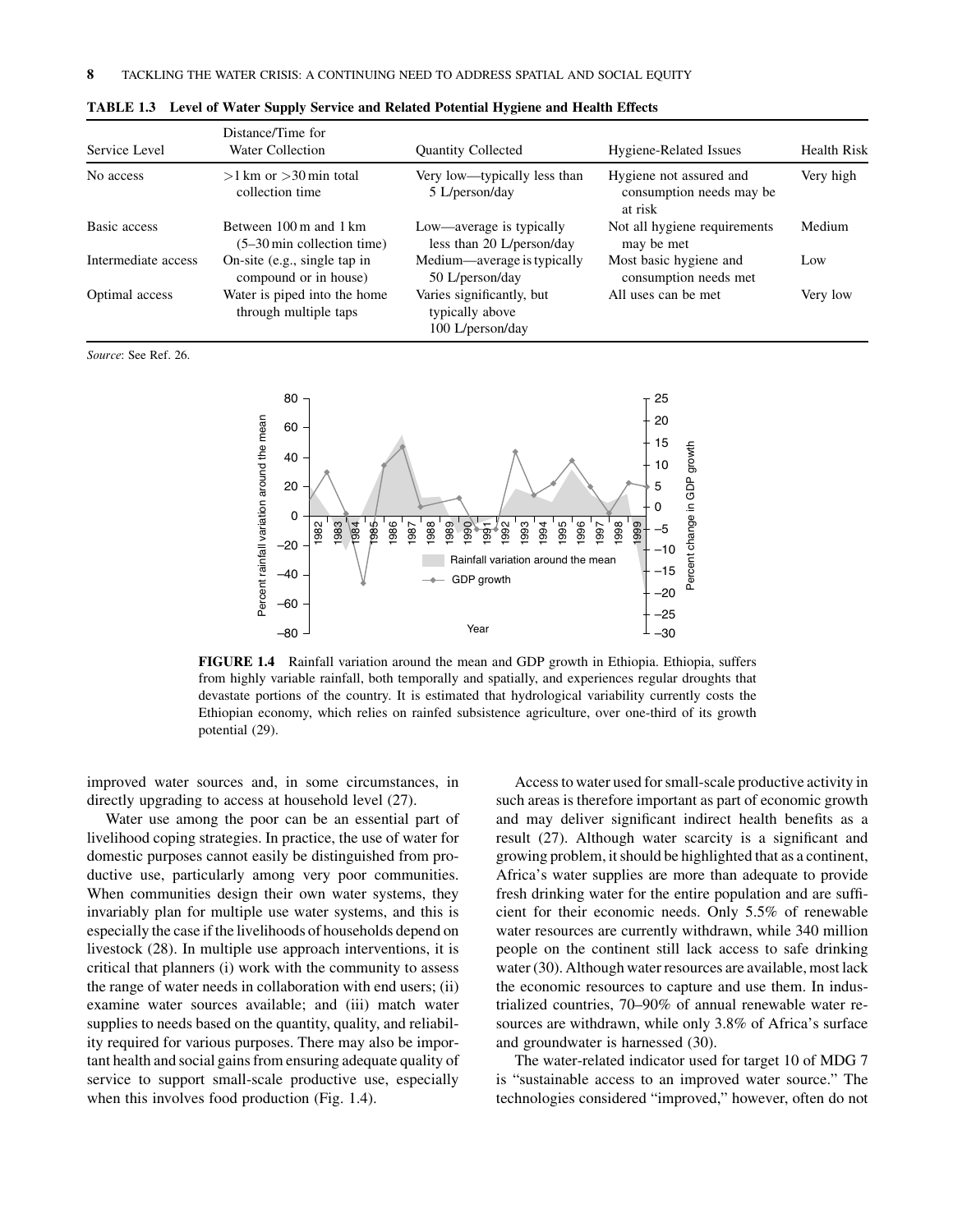**TABLE 1.3 Level of Water Supply Service and Related Potential Hygiene and Health Effects**

| Service Level | Distance/Time for Water Collection | Quantity Collected | Hygiene-Related Issues | Health Risk |
|---|---|---|---|---|
| No access | >1 km or >30 min total collection time | Very low—typically less than 5 L/person/day | Hygiene not assured and consumption needs may be at risk | Very high |
| Basic access | Between 100 m and 1 km (5–30 min collection time) | Low—average is typically less than 20 L/person/day | Not all hygiene requirements may be met | Medium |
| Intermediate access | On-site (e.g., single tap in compound or in house) | Medium—average is typically 50 L/person/day | Most basic hygiene and consumption needs met | Low |
| Optimal access | Water is piped into the home through multiple taps | Varies significantly, but typically above 100 L/person/day | All uses can be met | Very low |

*Source*: See Ref. 26.

**FIGURE 1.4** Rainfall variation around the mean and GDP growth in Ethiopia. Ethiopia, suffers from highly variable rainfall, both temporally and spatially, and experiences regular droughts that devastate portions of the country. It is estimated that hydrological variability currently costs the Ethiopian economy, which relies on rainfed subsistence agriculture, over one-third of its growth potential (29).

improved water sources and, in some circumstances, in directly upgrading to access at household level (27).

Water use among the poor can be an essential part of livelihood coping strategies. In practice, the use of water for domestic purposes cannot easily be distinguished from productive use, particularly among very poor communities. When communities design their own water systems, they invariably plan for multiple use water systems, and this is especially the case if the livelihoods of households depend on livestock (28). In multiple use approach interventions, it is critical that planners (i) work with the community to assess the range of water needs in collaboration with end users; (ii) examine water sources available; and (iii) match water supplies to needs based on the quantity, quality, and reliability required for various purposes. There may also be important health and social gains from ensuring adequate quality of service to support small-scale productive use, especially when this involves food production (Fig. 1.4).

Access to water used for small-scale productive activity in such areas is therefore important as part of economic growth and may deliver significant indirect health benefits as a result (27). Although water scarcity is a significant and growing problem, it should be highlighted that as a continent, Africa's water supplies are more than adequate to provide fresh drinking water for the entire population and are sufficient for their economic needs. Only 5.5% of renewable water resources are currently withdrawn, while 340 million people on the continent still lack access to safe drinking water (30). Although water resources are available, most lack the economic resources to capture and use them. In industrialized countries, 70–90% of annual renewable water resources are withdrawn, while only 3.8% of Africa's surface and groundwater is harnessed (30).

The water-related indicator used for target 10 of MDG 7 is "sustainable access to an improved water source." The technologies considered "improved," however, often do not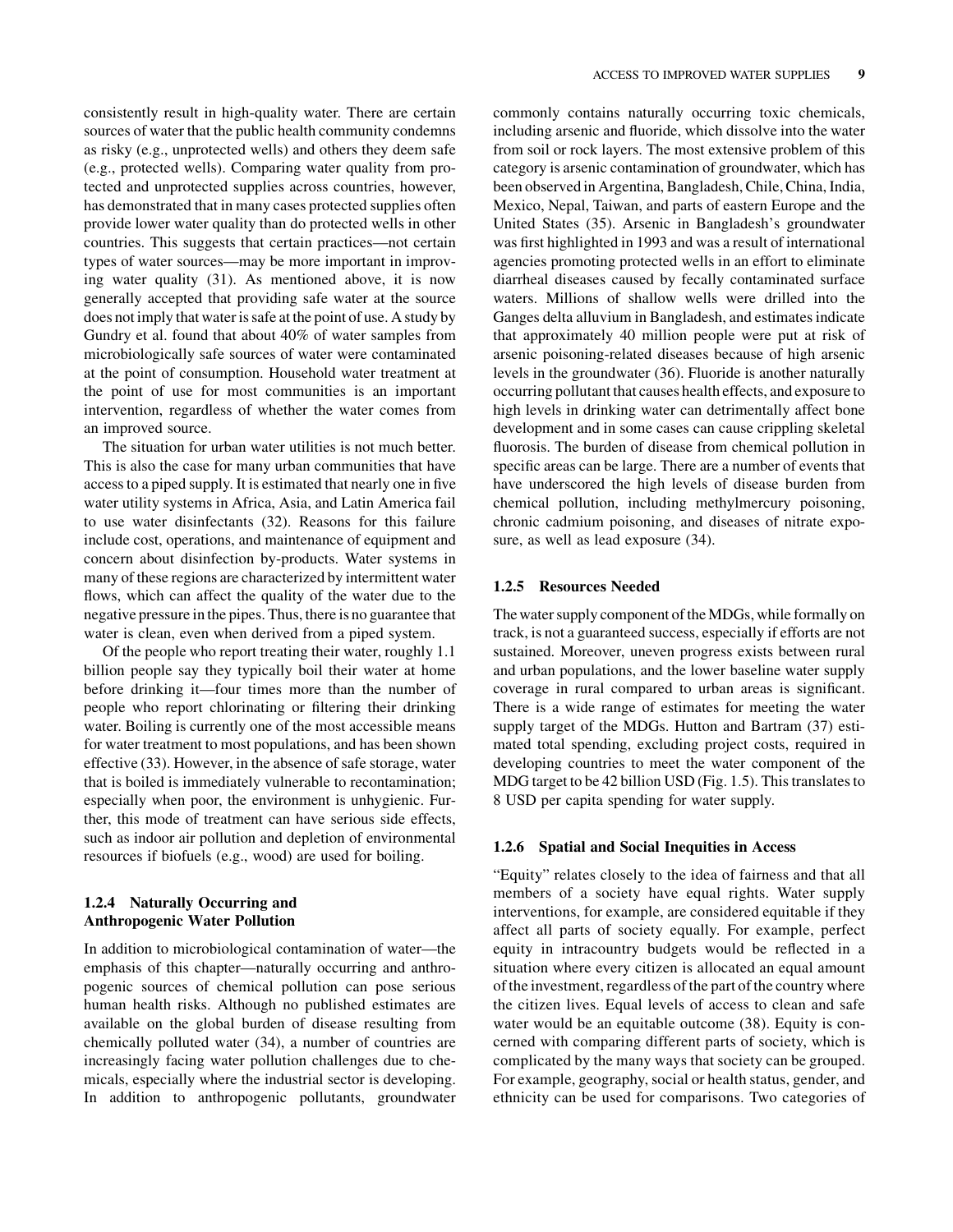consistently result in high-quality water. There are certain sources of water that the public health community condemns as risky (e.g., unprotected wells) and others they deem safe (e.g., protected wells). Comparing water quality from protected and unprotected supplies across countries, however, has demonstrated that in many cases protected supplies often provide lower water quality than do protected wells in other countries. This suggests that certain practices—not certain types of water sources—may be more important in improving water quality (31). As mentioned above, it is now generally accepted that providing safe water at the source does not imply that water is safe at the point of use. A study by Gundry et al. found that about 40% of water samples from microbiologically safe sources of water were contaminated at the point of consumption. Household water treatment at the point of use for most communities is an important intervention, regardless of whether the water comes from an improved source.

The situation for urban water utilities is not much better. This is also the case for many urban communities that have access to a piped supply. It is estimated that nearly one in five water utility systems in Africa, Asia, and Latin America fail to use water disinfectants (32). Reasons for this failure include cost, operations, and maintenance of equipment and concern about disinfection by-products. Water systems in many of these regions are characterized by intermittent water flows, which can affect the quality of the water due to the negative pressure in the pipes. Thus, there is no guarantee that water is clean, even when derived from a piped system.

Of the people who report treating their water, roughly 1.1 billion people say they typically boil their water at home before drinking it—four times more than the number of people who report chlorinating or filtering their drinking water. Boiling is currently one of the most accessible means for water treatment to most populations, and has been shown effective (33). However, in the absence of safe storage, water that is boiled is immediately vulnerable to recontamination; especially when poor, the environment is unhygienic. Further, this mode of treatment can have serious side effects, such as indoor air pollution and depletion of environmental resources if biofuels (e.g., wood) are used for boiling.

### 1.2.4 Naturally Occurring and Anthropogenic Water Pollution

In addition to microbiological contamination of water—the emphasis of this chapter—naturally occurring and anthropogenic sources of chemical pollution can pose serious human health risks. Although no published estimates are available on the global burden of disease resulting from chemically polluted water (34), a number of countries are increasingly facing water pollution challenges due to chemicals, especially where the industrial sector is developing. In addition to anthropogenic pollutants, groundwater commonly contains naturally occurring toxic chemicals, including arsenic and fluoride, which dissolve into the water from soil or rock layers. The most extensive problem of this category is arsenic contamination of groundwater, which has been observed in Argentina, Bangladesh, Chile, China, India, Mexico, Nepal, Taiwan, and parts of eastern Europe and the United States (35). Arsenic in Bangladesh's groundwater was first highlighted in 1993 and was a result of international agencies promoting protected wells in an effort to eliminate diarrheal diseases caused by fecally contaminated surface waters. Millions of shallow wells were drilled into the Ganges delta alluvium in Bangladesh, and estimates indicate that approximately 40 million people were put at risk of arsenic poisoning-related diseases because of high arsenic levels in the groundwater (36). Fluoride is another naturally occurring pollutant that causes health effects, and exposure to high levels in drinking water can detrimentally affect bone development and in some cases can cause crippling skeletal fluorosis. The burden of disease from chemical pollution in specific areas can be large. There are a number of events that have underscored the high levels of disease burden from chemical pollution, including methylmercury poisoning, chronic cadmium poisoning, and diseases of nitrate exposure, as well as lead exposure (34).

### 1.2.5 Resources Needed

The water supply component of the MDGs, while formally on track, is not a guaranteed success, especially if efforts are not sustained. Moreover, uneven progress exists between rural and urban populations, and the lower baseline water supply coverage in rural compared to urban areas is significant. There is a wide range of estimates for meeting the water supply target of the MDGs. Hutton and Bartram (37) estimated total spending, excluding project costs, required in developing countries to meet the water component of the MDG target to be 42 billion USD (Fig. 1.5). This translates to 8 USD per capita spending for water supply.

### 1.2.6 Spatial and Social Inequities in Access

"Equity" relates closely to the idea of fairness and that all members of a society have equal rights. Water supply interventions, for example, are considered equitable if they affect all parts of society equally. For example, perfect equity in intracountry budgets would be reflected in a situation where every citizen is allocated an equal amount of the investment, regardless of the part of the country where the citizen lives. Equal levels of access to clean and safe water would be an equitable outcome (38). Equity is concerned with comparing different parts of society, which is complicated by the many ways that society can be grouped. For example, geography, social or health status, gender, and ethnicity can be used for comparisons. Two categories of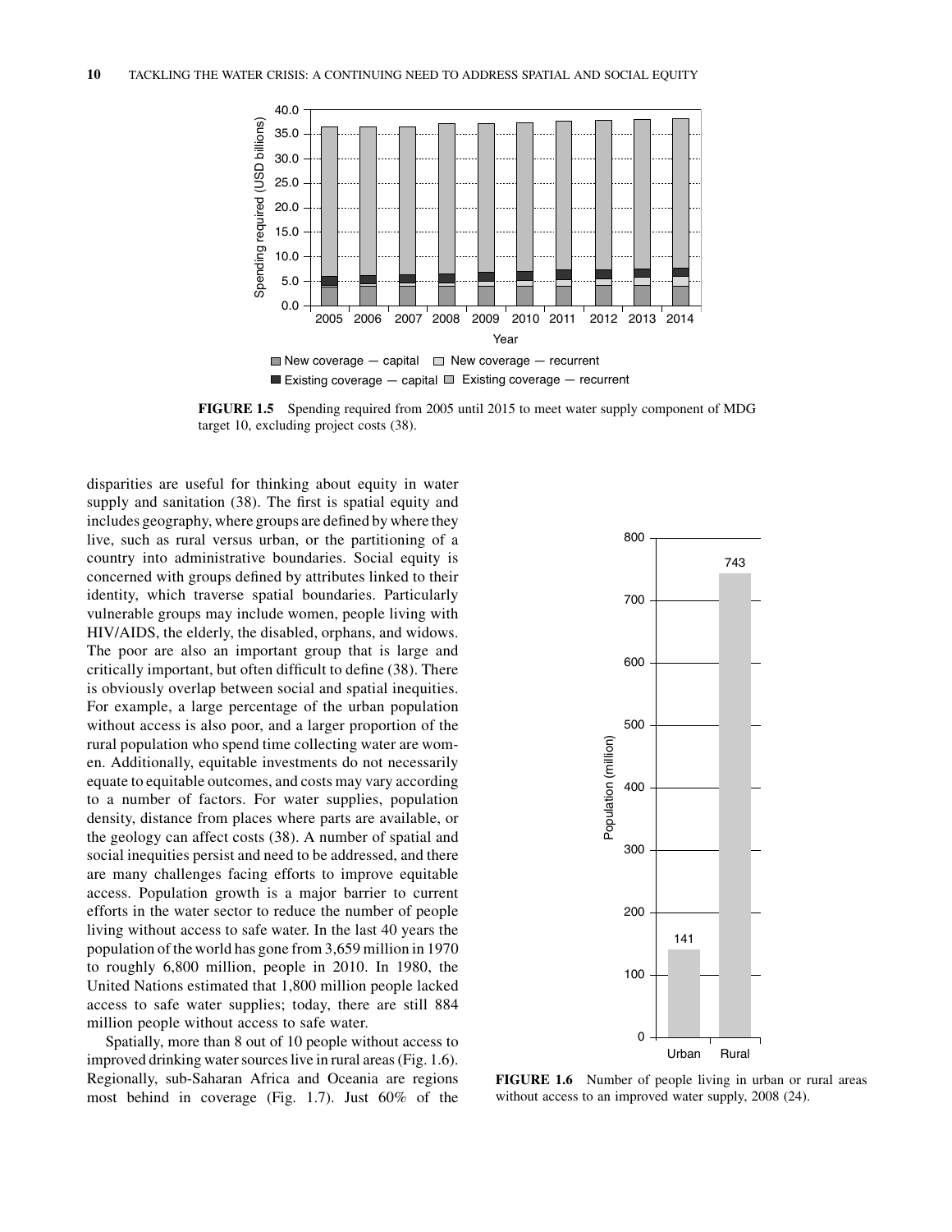FIGURE 1.5 Spending required from 2005 until 2015 to meet water supply component of MDG target 10, excluding project costs (38).

disparities are useful for thinking about equity in water supply and sanitation (38). The first is spatial equity and includes geography, where groups are defined by where they live, such as rural versus urban, or the partitioning of a country into administrative boundaries. Social equity is concerned with groups defined by attributes linked to their identity, which traverse spatial boundaries. Particularly vulnerable groups may include women, people living with HIV/AIDS, the elderly, the disabled, orphans, and widows. The poor are also an important group that is large and critically important, but often difficult to define (38). There is obviously overlap between social and spatial inequities. For example, a large percentage of the urban population without access is also poor, and a larger proportion of the rural population who spend time collecting water are women. Additionally, equitable investments do not necessarily equate to equitable outcomes, and costs may vary according to a number of factors. For water supplies, population density, distance from places where parts are available, or the geology can affect costs (38). A number of spatial and social inequities persist and need to be addressed, and there are many challenges facing efforts to improve equitable access. Population growth is a major barrier to current efforts in the water sector to reduce the number of people living without access to safe water. In the last 40 years the population of the world has gone from 3,659 million in 1970 to roughly 6,800 million, people in 2010. In 1980, the United Nations estimated that 1,800 million people lacked access to safe water supplies; today, there are still 884 million people without access to safe water.

Spatially, more than 8 out of 10 people without access to improved drinking water sources live in rural areas (Fig. 1.6). Regionally, sub-Saharan Africa and Oceania are regions most behind in coverage (Fig. 1.7). Just 60% of the

FIGURE 1.6 Number of people living in urban or rural areas without access to an improved water supply, 2008 (24).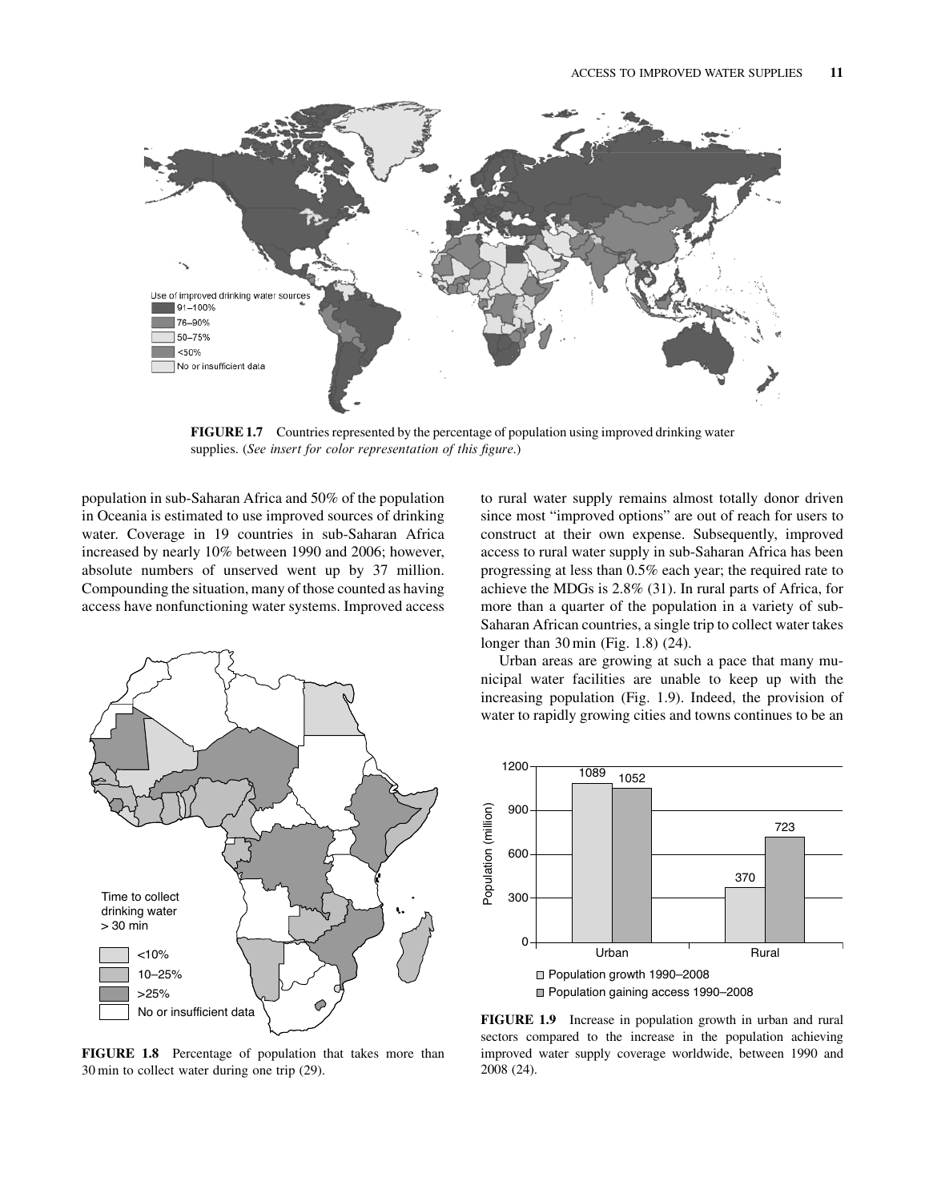FIGURE 1.7 Countries represented by the percentage of population using improved drinking water supplies. (*See insert for color representation of this figure.*)

population in sub-Saharan Africa and 50% of the population in Oceania is estimated to use improved sources of drinking water. Coverage in 19 countries in sub-Saharan Africa increased by nearly 10% between 1990 and 2006; however, absolute numbers of unserved went up by 37 million. Compounding the situation, many of those counted as having access have nonfunctioning water systems. Improved access to rural water supply remains almost totally donor driven since most "improved options" are out of reach for users to construct at their own expense. Subsequently, improved access to rural water supply in sub-Saharan Africa has been progressing at less than 0.5% each year; the required rate to achieve the MDGs is 2.8% (31). In rural parts of Africa, for more than a quarter of the population in a variety of sub-Saharan African countries, a single trip to collect water takes longer than 30 min (Fig. 1.8) (24).

Urban areas are growing at such a pace that many municipal water facilities are unable to keep up with the increasing population (Fig. 1.9). Indeed, the provision of water to rapidly growing cities and towns continues to be an

FIGURE 1.8 Percentage of population that takes more than 30 min to collect water during one trip (29).

FIGURE 1.9 Increase in population growth in urban and rural sectors compared to the increase in the population achieving improved water supply coverage worldwide, between 1990 and 2008 (24).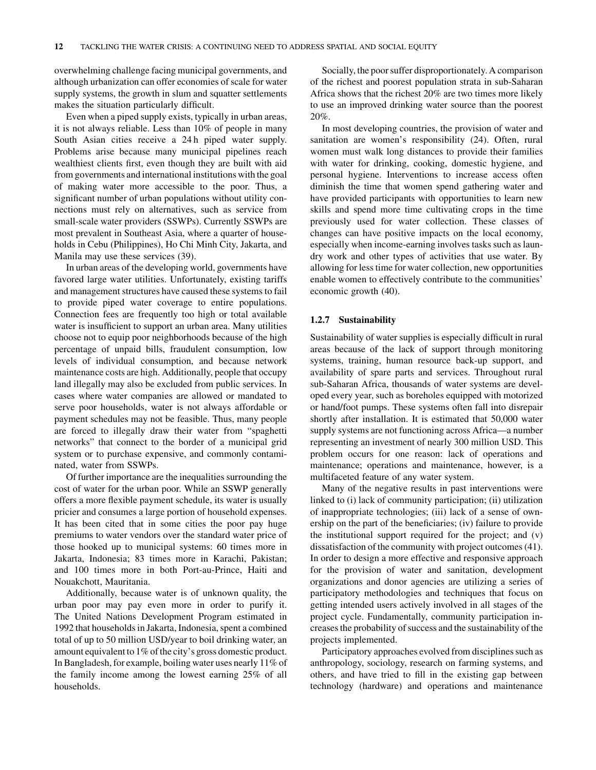overwhelming challenge facing municipal governments, and although urbanization can offer economies of scale for water supply systems, the growth in slum and squatter settlements makes the situation particularly difficult.

Even when a piped supply exists, typically in urban areas, it is not always reliable. Less than 10% of people in many South Asian cities receive a 24 h piped water supply. Problems arise because many municipal pipelines reach wealthiest clients first, even though they are built with aid from governments and international institutions with the goal of making water more accessible to the poor. Thus, a significant number of urban populations without utility connections must rely on alternatives, such as service from small-scale water providers (SSWPs). Currently SSWPs are most prevalent in Southeast Asia, where a quarter of households in Cebu (Philippines), Ho Chi Minh City, Jakarta, and Manila may use these services (39).

In urban areas of the developing world, governments have favored large water utilities. Unfortunately, existing tariffs and management structures have caused these systems to fail to provide piped water coverage to entire populations. Connection fees are frequently too high or total available water is insufficient to support an urban area. Many utilities choose not to equip poor neighborhoods because of the high percentage of unpaid bills, fraudulent consumption, low levels of individual consumption, and because network maintenance costs are high. Additionally, people that occupy land illegally may also be excluded from public services. In cases where water companies are allowed or mandated to serve poor households, water is not always affordable or payment schedules may not be feasible. Thus, many people are forced to illegally draw their water from "spaghetti networks" that connect to the border of a municipal grid system or to purchase expensive, and commonly contaminated, water from SSWPs.

Of further importance are the inequalities surrounding the cost of water for the urban poor. While an SSWP generally offers a more flexible payment schedule, its water is usually pricier and consumes a large portion of household expenses. It has been cited that in some cities the poor pay huge premiums to water vendors over the standard water price of those hooked up to municipal systems: 60 times more in Jakarta, Indonesia; 83 times more in Karachi, Pakistan; and 100 times more in both Port-au-Prince, Haiti and Nouakchott, Mauritania.

Additionally, because water is of unknown quality, the urban poor may pay even more in order to purify it. The United Nations Development Program estimated in 1992 that households in Jakarta, Indonesia, spent a combined total of up to 50 million USD/year to boil drinking water, an amount equivalent to 1% of the city's gross domestic product. In Bangladesh, for example, boiling water uses nearly 11% of the family income among the lowest earning 25% of all households.

Socially, the poor suffer disproportionately. A comparison of the richest and poorest population strata in sub-Saharan Africa shows that the richest 20% are two times more likely to use an improved drinking water source than the poorest 20%.

In most developing countries, the provision of water and sanitation are women's responsibility (24). Often, rural women must walk long distances to provide their families with water for drinking, cooking, domestic hygiene, and personal hygiene. Interventions to increase access often diminish the time that women spend gathering water and have provided participants with opportunities to learn new skills and spend more time cultivating crops in the time previously used for water collection. These classes of changes can have positive impacts on the local economy, especially when income-earning involves tasks such as laundry work and other types of activities that use water. By allowing for less time for water collection, new opportunities enable women to effectively contribute to the communities' economic growth (40).

### 1.2.7 Sustainability

Sustainability of water supplies is especially difficult in rural areas because of the lack of support through monitoring systems, training, human resource back-up support, and availability of spare parts and services. Throughout rural sub-Saharan Africa, thousands of water systems are developed every year, such as boreholes equipped with motorized or hand/foot pumps. These systems often fall into disrepair shortly after installation. It is estimated that 50,000 water supply systems are not functioning across Africa—a number representing an investment of nearly 300 million USD. This problem occurs for one reason: lack of operations and maintenance; operations and maintenance, however, is a multifaceted feature of any water system.

Many of the negative results in past interventions were linked to (i) lack of community participation; (ii) utilization of inappropriate technologies; (iii) lack of a sense of ownership on the part of the beneficiaries; (iv) failure to provide the institutional support required for the project; and (v) dissatisfaction of the community with project outcomes (41). In order to design a more effective and responsive approach for the provision of water and sanitation, development organizations and donor agencies are utilizing a series of participatory methodologies and techniques that focus on getting intended users actively involved in all stages of the project cycle. Fundamentally, community participation increases the probability of success and the sustainability of the projects implemented.

Participatory approaches evolved from disciplines such as anthropology, sociology, research on farming systems, and others, and have tried to fill in the existing gap between technology (hardware) and operations and maintenance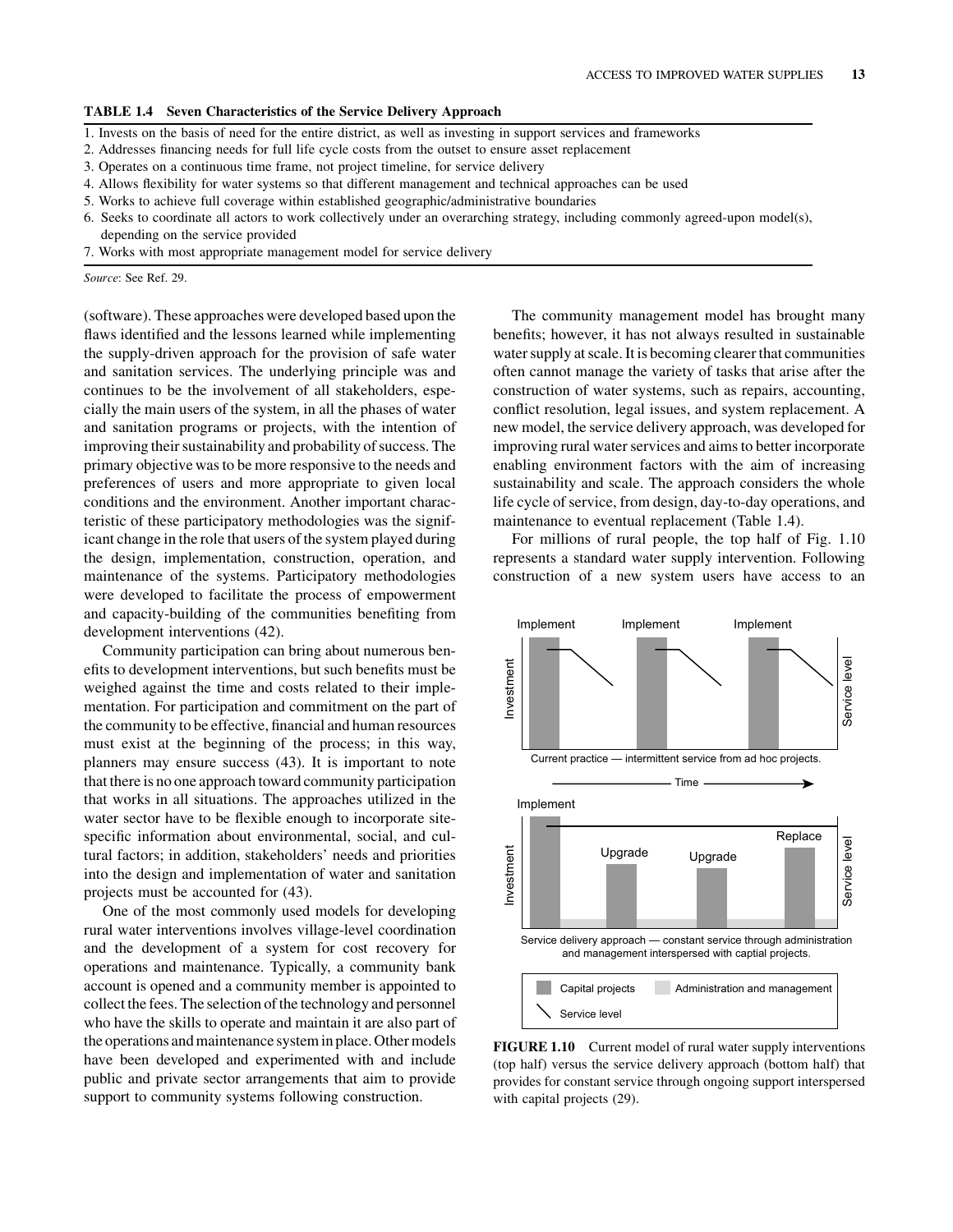**TABLE 1.4 Seven Characteristics of the Service Delivery Approach**

| |
|---|
| 1. Invests on the basis of need for the entire district, as well as investing in support services and frameworks |
| 2. Addresses financing needs for full life cycle costs from the outset to ensure asset replacement |
| 3. Operates on a continuous time frame, not project timeline, for service delivery |
| 4. Allows flexibility for water systems so that different management and technical approaches can be used |
| 5. Works to achieve full coverage within established geographic/administrative boundaries |
| 6. Seeks to coordinate all actors to work collectively under an overarching strategy, including commonly agreed-upon model(s), depending on the service provided |
| 7. Works with most appropriate management model for service delivery |

*Source*: See Ref. 29.

(software). These approaches were developed based upon the flaws identified and the lessons learned while implementing the supply-driven approach for the provision of safe water and sanitation services. The underlying principle was and continues to be the involvement of all stakeholders, especially the main users of the system, in all the phases of water and sanitation programs or projects, with the intention of improving their sustainability and probability of success. The primary objective was to be more responsive to the needs and preferences of users and more appropriate to given local conditions and the environment. Another important characteristic of these participatory methodologies was the significant change in the role that users of the system played during the design, implementation, construction, operation, and maintenance of the systems. Participatory methodologies were developed to facilitate the process of empowerment and capacity-building of the communities benefiting from development interventions (42).

Community participation can bring about numerous benefits to development interventions, but such benefits must be weighed against the time and costs related to their implementation. For participation and commitment on the part of the community to be effective, financial and human resources must exist at the beginning of the process; in this way, planners may ensure success (43). It is important to note that there is no one approach toward community participation that works in all situations. The approaches utilized in the water sector have to be flexible enough to incorporate site-specific information about environmental, social, and cultural factors; in addition, stakeholders' needs and priorities into the design and implementation of water and sanitation projects must be accounted for (43).

One of the most commonly used models for developing rural water interventions involves village-level coordination and the development of a system for cost recovery for operations and maintenance. Typically, a community bank account is opened and a community member is appointed to collect the fees. The selection of the technology and personnel who have the skills to operate and maintain it are also part of the operations and maintenance system in place. Other models have been developed and experimented with and include public and private sector arrangements that aim to provide support to community systems following construction.

The community management model has brought many benefits; however, it has not always resulted in sustainable water supply at scale. It is becoming clearer that communities often cannot manage the variety of tasks that arise after the construction of water systems, such as repairs, accounting, conflict resolution, legal issues, and system replacement. A new model, the service delivery approach, was developed for improving rural water services and aims to better incorporate enabling environment factors with the aim of increasing sustainability and scale. The approach considers the whole life cycle of service, from design, day-to-day operations, and maintenance to eventual replacement (Table 1.4).

For millions of rural people, the top half of Fig. 1.10 represents a standard water supply intervention. Following construction of a new system users have access to an

Implement
Implement
Implement
Investment
Service level
Current practice — intermittent service from ad hoc projects.
Time
Implement
Upgrade
Upgrade
Replace
Investment
Service level
Service delivery approach — constant service through administration and management interspersed with captial projects.
Capital projects
Administration and management
Service level

**FIGURE 1.10** Current model of rural water supply interventions (top half) versus the service delivery approach (bottom half) that provides for constant service through ongoing support interspersed with capital projects (29).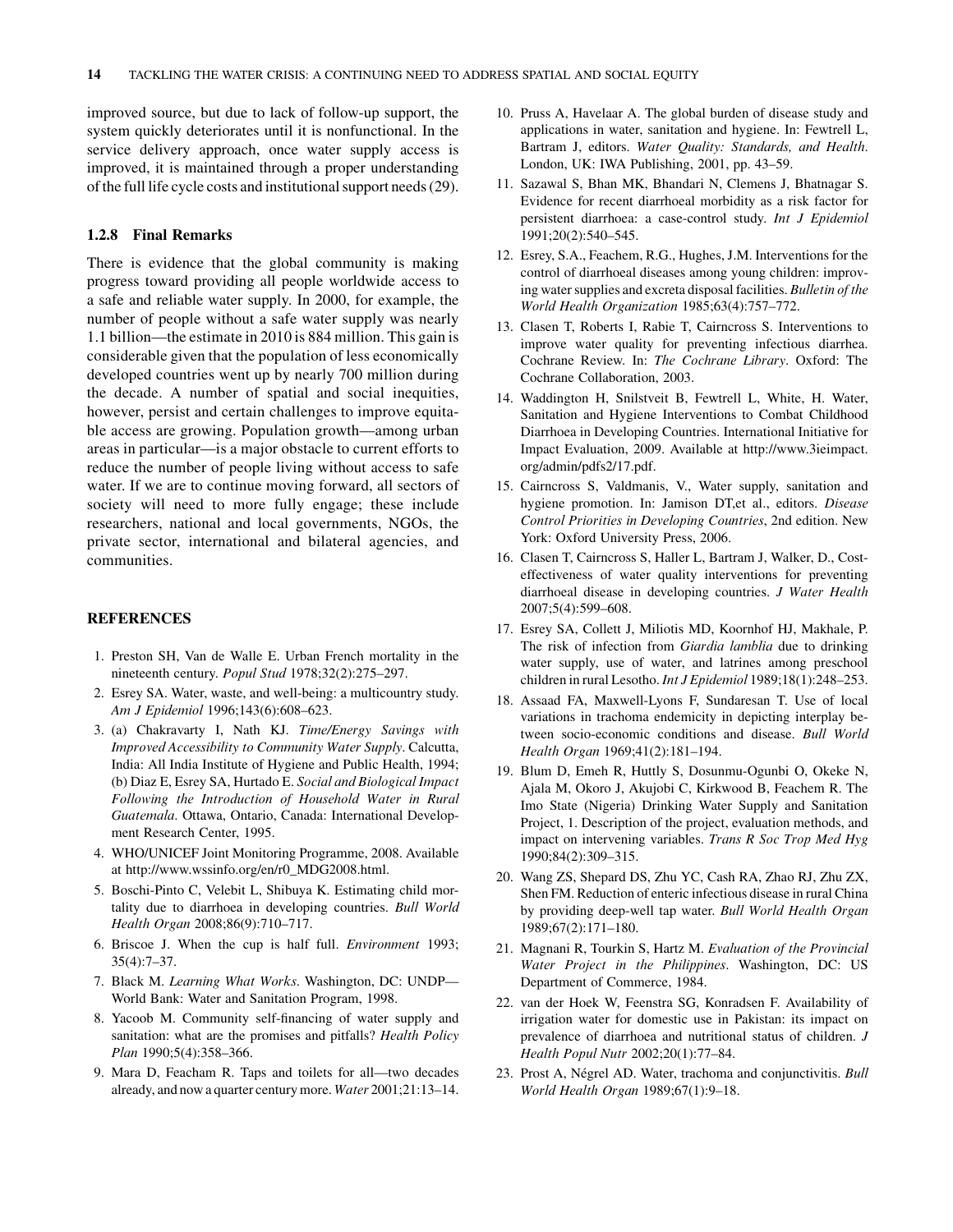improved source, but due to lack of follow-up support, the system quickly deteriorates until it is nonfunctional. In the service delivery approach, once water supply access is improved, it is maintained through a proper understanding of the full life cycle costs and institutional support needs (29).

### 1.2.8 Final Remarks

There is evidence that the global community is making progress toward providing all people worldwide access to a safe and reliable water supply. In 2000, for example, the number of people without a safe water supply was nearly 1.1 billion—the estimate in 2010 is 884 million. This gain is considerable given that the population of less economically developed countries went up by nearly 700 million during the decade. A number of spatial and social inequities, however, persist and certain challenges to improve equitable access are growing. Population growth—among urban areas in particular—is a major obstacle to current efforts to reduce the number of people living without access to safe water. If we are to continue moving forward, all sectors of society will need to more fully engage; these include researchers, national and local governments, NGOs, the private sector, international and bilateral agencies, and communities.

## REFERENCES

1. Preston SH, Van de Walle E. Urban French mortality in the nineteenth century. *Popul Stud* 1978;32(2):275–297.
2. Esrey SA. Water, waste, and well-being: a multicountry study. *Am J Epidemiol* 1996;143(6):608–623.
3. (a) Chakravarty I, Nath KJ. *Time/Energy Savings with Improved Accessibility to Community Water Supply*. Calcutta, India: All India Institute of Hygiene and Public Health, 1994; (b) Diaz E, Esrey SA, Hurtado E. *Social and Biological Impact Following the Introduction of Household Water in Rural Guatemala*. Ottawa, Ontario, Canada: International Development Research Center, 1995.
4. WHO/UNICEF Joint Monitoring Programme, 2008. Available at http://www.wssinfo.org/en/r0_MDG2008.html.
5. Boschi-Pinto C, Velebit L, Shibuya K. Estimating child mortality due to diarrhoea in developing countries. *Bull World Health Organ* 2008;86(9):710–717.
6. Briscoe J. When the cup is half full. *Environment* 1993; 35(4):7–37.
7. Black M. *Learning What Works*. Washington, DC: UNDP—World Bank: Water and Sanitation Program, 1998.
8. Yacoob M. Community self-financing of water supply and sanitation: what are the promises and pitfalls? *Health Policy Plan* 1990;5(4):358–366.
9. Mara D, Feacham R. Taps and toilets for all—two decades already, and now a quarter century more. *Water* 2001;21:13–14.
10. Pruss A, Havelaar A. The global burden of disease study and applications in water, sanitation and hygiene. In: Fewtrell L, Bartram J, editors. *Water Quality: Standards, and Health*. London, UK: IWA Publishing, 2001, pp. 43–59.
11. Sazawal S, Bhan MK, Bhandari N, Clemens J, Bhatnagar S. Evidence for recent diarrhoeal morbidity as a risk factor for persistent diarrhoea: a case-control study. *Int J Epidemiol* 1991;20(2):540–545.
12. Esrey, S.A., Feachem, R.G., Hughes, J.M. Interventions for the control of diarrhoeal diseases among young children: improving water supplies and excreta disposal facilities. *Bulletin of the World Health Organization* 1985;63(4):757–772.
13. Clasen T, Roberts I, Rabie T, Cairncross S. Interventions to improve water quality for preventing infectious diarrhea. Cochrane Review. In: *The Cochrane Library*. Oxford: The Cochrane Collaboration, 2003.
14. Waddington H, Snilstveit B, Fewtrell L, White, H. Water, Sanitation and Hygiene Interventions to Combat Childhood Diarrhoea in Developing Countries. International Initiative for Impact Evaluation, 2009. Available at http://www.3ieimpact.org/admin/pdfs2/17.pdf.
15. Cairncross S, Valdmanis, V., Water supply, sanitation and hygiene promotion. In: Jamison DT,et al., editors. *Disease Control Priorities in Developing Countries*, 2nd edition. New York: Oxford University Press, 2006.
16. Clasen T, Cairncross S, Haller L, Bartram J, Walker, D., Cost-effectiveness of water quality interventions for preventing diarrhoeal disease in developing countries. *J Water Health* 2007;5(4):599–608.
17. Esrey SA, Collett J, Miliotis MD, Koornhof HJ, Makhale, P. The risk of infection from *Giardia lamblia* due to drinking water supply, use of water, and latrines among preschool children in rural Lesotho. *Int J Epidemiol* 1989;18(1):248–253.
18. Assaad FA, Maxwell-Lyons F, Sundaresan T. Use of local variations in trachoma endemicity in depicting interplay between socio-economic conditions and disease. *Bull World Health Organ* 1969;41(2):181–194.
19. Blum D, Emeh R, Huttly S, Dosunmu-Ogunbi O, Okeke N, Ajala M, Okoro J, Akujobi C, Kirkwood B, Feachem R. The Imo State (Nigeria) Drinking Water Supply and Sanitation Project, 1. Description of the project, evaluation methods, and impact on intervening variables. *Trans R Soc Trop Med Hyg* 1990;84(2):309–315.
20. Wang ZS, Shepard DS, Zhu YC, Cash RA, Zhao RJ, Zhu ZX, Shen FM. Reduction of enteric infectious disease in rural China by providing deep-well tap water. *Bull World Health Organ* 1989;67(2):171–180.
21. Magnani R, Tourkin S, Hartz M. *Evaluation of the Provincial Water Project in the Philippines*. Washington, DC: US Department of Commerce, 1984.
22. van der Hoek W, Feenstra SG, Konradsen F. Availability of irrigation water for domestic use in Pakistan: its impact on prevalence of diarrhoea and nutritional status of children. *J Health Popul Nutr* 2002;20(1):77–84.
23. Prost A, Négrel AD. Water, trachoma and conjunctivitis. *Bull World Health Organ* 1989;67(1):9–18.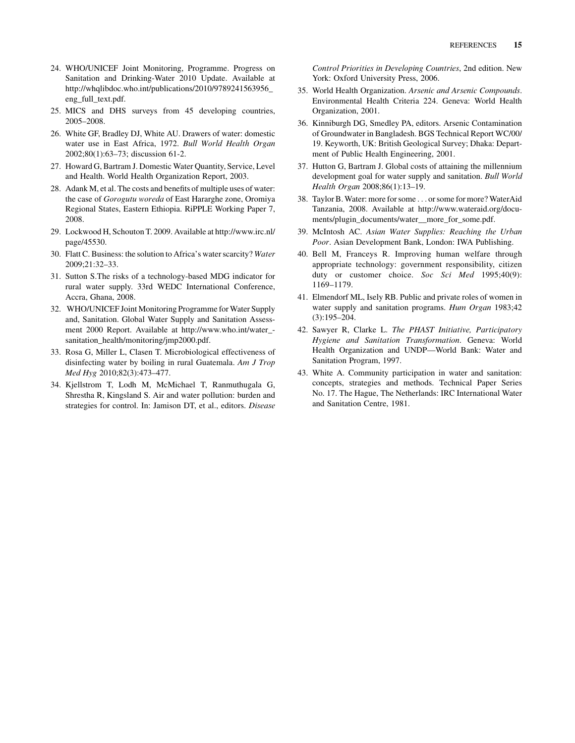24. WHO/UNICEF Joint Monitoring, Programme. Progress on Sanitation and Drinking-Water 2010 Update. Available at http://whqlibdoc.who.int/publications/2010/9789241563956_eng_full_text.pdf.
25. MICS and DHS surveys from 45 developing countries, 2005–2008.
26. White GF, Bradley DJ, White AU. Drawers of water: domestic water use in East Africa, 1972. *Bull World Health Organ* 2002;80(1):63–73; discussion 61-2.
27. Howard G, Bartram J. Domestic Water Quantity, Service, Level and Health. World Health Organization Report, 2003.
28. Adank M, et al. The costs and benefits of multiple uses of water: the case of *Gorogutu woreda* of East Hararghe zone, Oromiya Regional States, Eastern Ethiopia. RiPPLE Working Paper 7, 2008.
29. Lockwood H, Schouton T. 2009. Available at http://www.irc.nl/page/45530.
30. Flatt C. Business: the solution to Africa's water scarcity? *Water* 2009;21:32–33.
31. Sutton S.The risks of a technology-based MDG indicator for rural water supply. 33rd WEDC International Conference, Accra, Ghana, 2008.
32. WHO/UNICEF Joint Monitoring Programme for Water Supply and, Sanitation. Global Water Supply and Sanitation Assessment 2000 Report. Available at http://www.who.int/water_sanitation_health/monitoring/jmp2000.pdf.
33. Rosa G, Miller L, Clasen T. Microbiological effectiveness of disinfecting water by boiling in rural Guatemala. *Am J Trop Med Hyg* 2010;82(3):473–477.
34. Kjellstrom T, Lodh M, McMichael T, Ranmuthugala G, Shrestha R, Kingsland S. Air and water pollution: burden and strategies for control. In: Jamison DT, et al., editors. *Disease Control Priorities in Developing Countries*, 2nd edition. New York: Oxford University Press, 2006.
35. World Health Organization. *Arsenic and Arsenic Compounds*. Environmental Health Criteria 224. Geneva: World Health Organization, 2001.
36. Kinniburgh DG, Smedley PA, editors. Arsenic Contamination of Groundwater in Bangladesh. BGS Technical Report WC/00/19. Keyworth, UK: British Geological Survey; Dhaka: Department of Public Health Engineering, 2001.
37. Hutton G, Bartram J. Global costs of attaining the millennium development goal for water supply and sanitation. *Bull World Health Organ* 2008;86(1):13–19.
38. Taylor B. Water: more for some . . . or some for more? WaterAid Tanzania, 2008. Available at http://www.wateraid.org/documents/plugin_documents/water__more_for_some.pdf.
39. McIntosh AC. *Asian Water Supplies: Reaching the Urban Poor*. Asian Development Bank, London: IWA Publishing.
40. Bell M, Franceys R. Improving human welfare through appropriate technology: government responsibility, citizen duty or customer choice. *Soc Sci Med* 1995;40(9): 1169–1179.
41. Elmendorf ML, Isely RB. Public and private roles of women in water supply and sanitation programs. *Hum Organ* 1983;42 (3):195–204.
42. Sawyer R, Clarke L. *The PHAST Initiative, Participatory Hygiene and Sanitation Transformation*. Geneva: World Health Organization and UNDP—World Bank: Water and Sanitation Program, 1997.
43. White A. Community participation in water and sanitation: concepts, strategies and methods. Technical Paper Series No. 17. The Hague, The Netherlands: IRC International Water and Sanitation Centre, 1981.